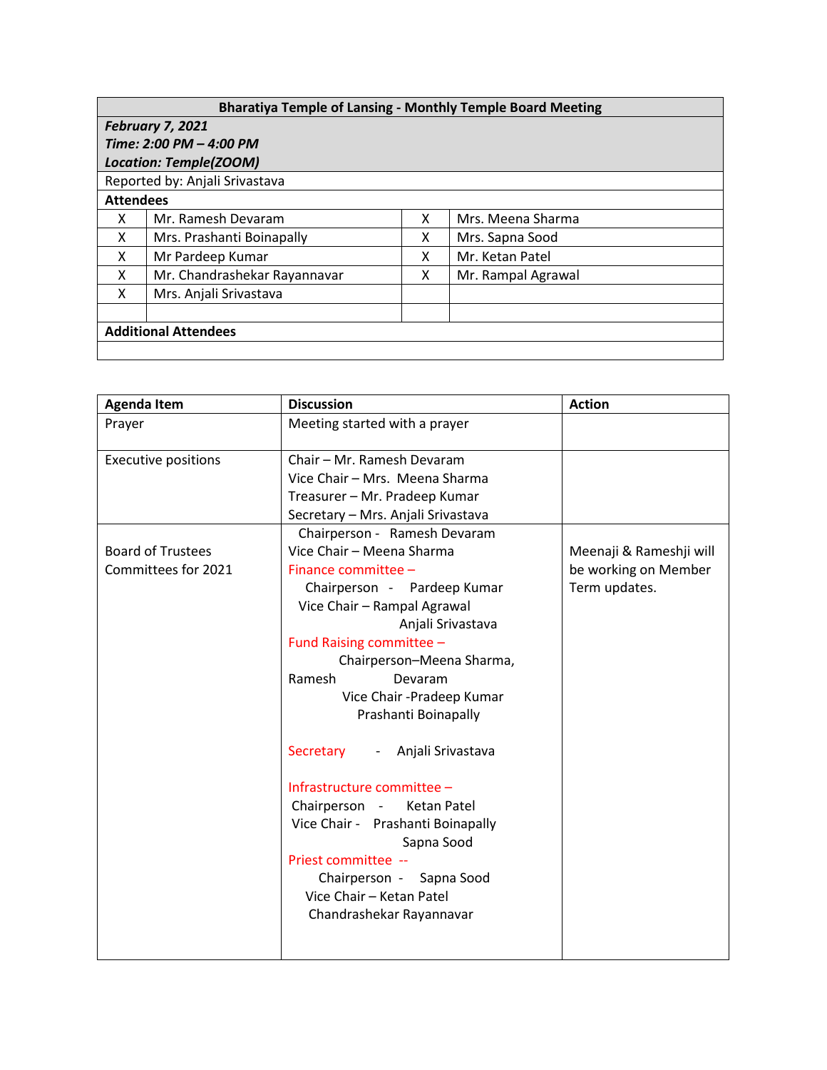| Bharatiya Temple of Lansing - Monthly Temple Board Meeting | | | |
|---|---|---|---|
| ***February 7, 2021*** <br> ***Time: 2:00 PM – 4:00 PM*** <br> ***Location: Temple(ZOOM)*** | | | |
| Reported by: Anjali Srivastava | | | |
| **Attendees** | | | |
| X | Mr. Ramesh Devaram | X | Mrs. Meena Sharma |
| X | Mrs. Prashanti Boinapally | X | Mrs. Sapna Sood |
| X | Mr Pardeep Kumar | X | Mr. Ketan Patel |
| X | Mr. Chandrashekar Rayannavar | X | Mr. Rampal Agrawal |
| X | Mrs. Anjali Srivastava | | |
| | | | |
| **Additional Attendees** | | | |
| | | | |

| Agenda Item | Discussion | Action |
|---|---|---|
| Prayer | Meeting started with a prayer | |
| Executive positions | Chair – Mr. Ramesh Devaram <br> Vice Chair – Mrs. Meena Sharma <br> Treasurer – Mr. Pradeep Kumar <br> Secretary – Mrs. Anjali Srivastava | |
| Board of Trustees Committees for 2021 | Chairperson - Ramesh Devaram <br> Vice Chair – Meena Sharma <br> Finance committee – <br> Chairperson - Pardeep Kumar <br> Vice Chair – Rampal Agrawal <br> Anjali Srivastava <br> Fund Raising committee – <br> Chairperson–Meena Sharma, <br> Ramesh Devaram <br> Vice Chair -Pradeep Kumar <br> Prashanti Boinapally <br><br> Secretary - Anjali Srivastava <br><br> Infrastructure committee – <br> Chairperson - Ketan Patel <br> Vice Chair - Prashanti Boinapally <br> Sapna Sood <br> Priest committee -- <br> Chairperson - Sapna Sood <br> Vice Chair – Ketan Patel <br> Chandrashekar Rayannavar | Meenaji & Rameshji will be working on Member Term updates. |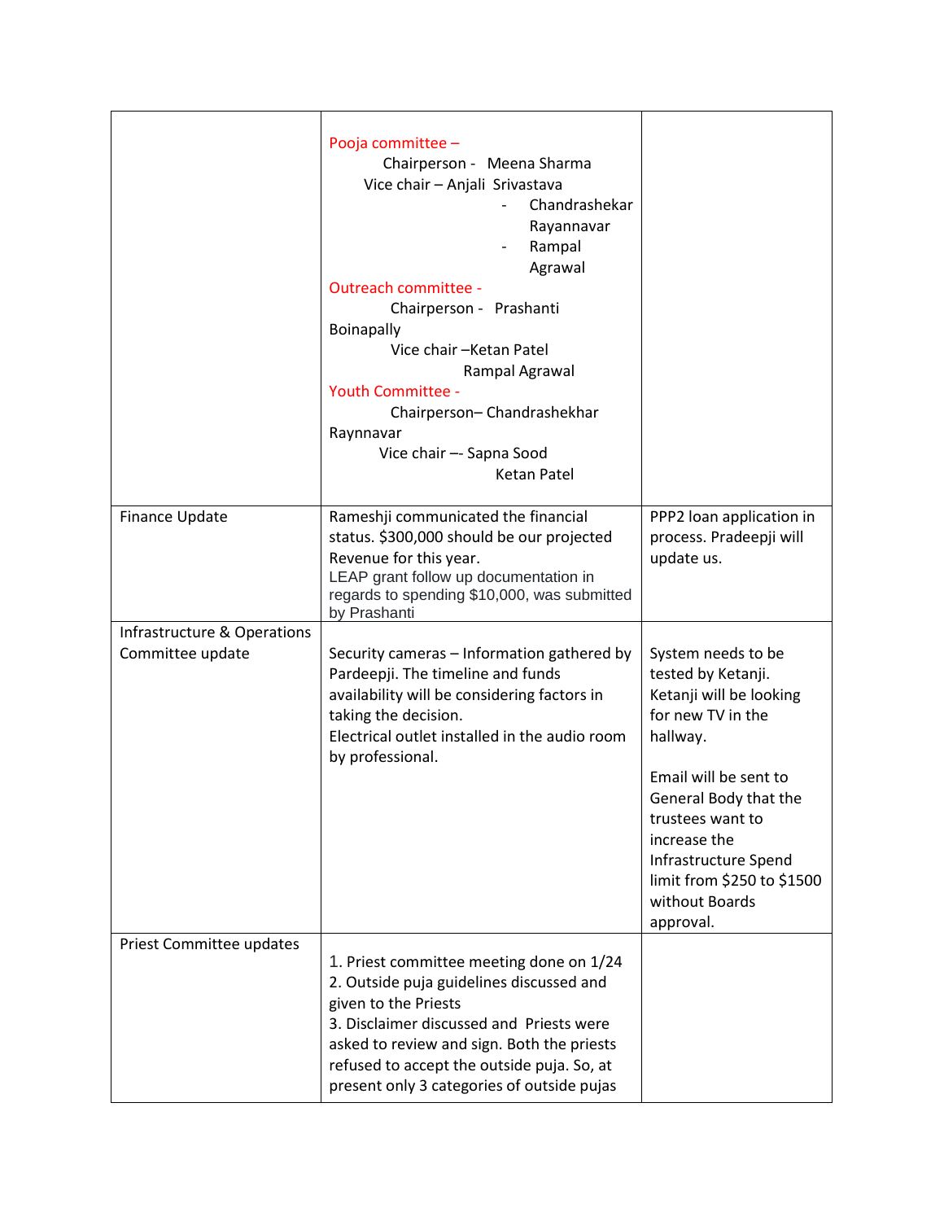|  |  |  |
| --- | --- | --- |
|  | Pooja committee – Chairperson - Meena Sharma<br>Vice chair – Anjali Srivastava<br>- Chandrashekar Rayannavar<br>- Rampal Agrawal<br>Outreach committee - Chairperson - Prashanti Boinapally<br>Vice chair –Ketan Patel<br>Rampal Agrawal<br>Youth Committee - Chairperson– Chandrashekhar Raynnavar<br>Vice chair –- Sapna Sood<br>Ketan Patel |  |
| Finance Update | Rameshji communicated the financial status. $300,000 should be our projected Revenue for this year.<br>LEAP grant follow up documentation in regards to spending $10,000, was submitted by Prashanti | PPP2 loan application in process. Pradeepji will update us. |
| Infrastructure & Operations Committee update | Security cameras – Information gathered by Pardeepji. The timeline and funds availability will be considering factors in taking the decision.<br>Electrical outlet installed in the audio room by professional. | System needs to be tested by Ketanji. Ketanji will be looking for new TV in the hallway.<br><br>Email will be sent to General Body that the trustees want to increase the Infrastructure Spend limit from $250 to $1500 without Boards approval. |
| Priest Committee updates | 1. Priest committee meeting done on 1/24<br>2. Outside puja guidelines discussed and given to the Priests<br>3. Disclaimer discussed and Priests were asked to review and sign. Both the priests refused to accept the outside puja. So, at present only 3 categories of outside pujas |  |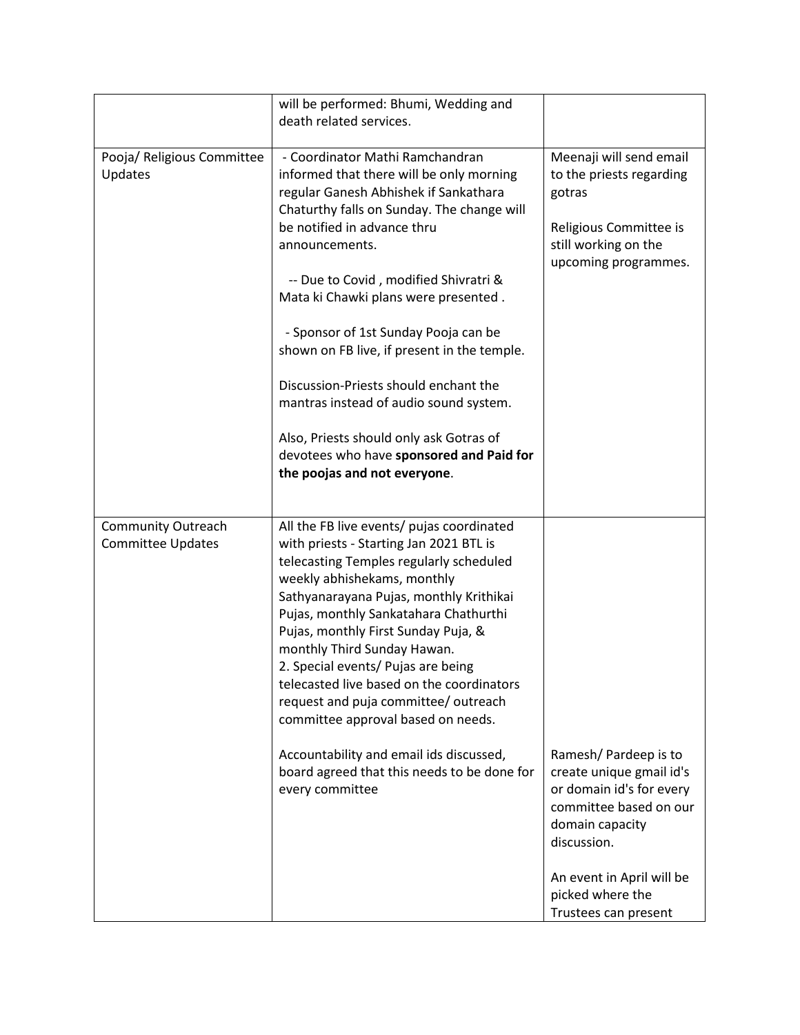| | | |
|---|---|---|
| | will be performed: Bhumi, Wedding and death related services. | |
| Pooja/ Religious Committee Updates | - Coordinator Mathi Ramchandran informed that there will be only morning regular Ganesh Abhishek if Sankathara Chaturthy falls on Sunday. The change will be notified in advance thru announcements.<br><br>-- Due to Covid , modified Shivratri & Mata ki Chawki plans were presented .<br><br>- Sponsor of 1st Sunday Pooja can be shown on FB live, if present in the temple.<br><br>Discussion-Priests should enchant the mantras instead of audio sound system.<br><br>Also, Priests should only ask Gotras of devotees who have **sponsored and Paid for the poojas and not everyone**. | Meenaji will send email to the priests regarding gotras<br><br>Religious Committee is still working on the upcoming programmes. |
| Community Outreach Committee Updates | All the FB live events/ pujas coordinated with priests - Starting Jan 2021 BTL is telecasting Temples regularly scheduled weekly abhishekams, monthly Sathyanarayana Pujas, monthly Krithikai Pujas, monthly Sankatahara Chathurthi Pujas, monthly First Sunday Puja, & monthly Third Sunday Hawan.<br>2. Special events/ Pujas are being telecasted live based on the coordinators request and puja committee/ outreach committee approval based on needs.<br><br>Accountability and email ids discussed, board agreed that this needs to be done for every committee | Ramesh/ Pardeep is to create unique gmail id's or domain id's for every committee based on our domain capacity discussion.<br><br>An event in April will be picked where the Trustees can present |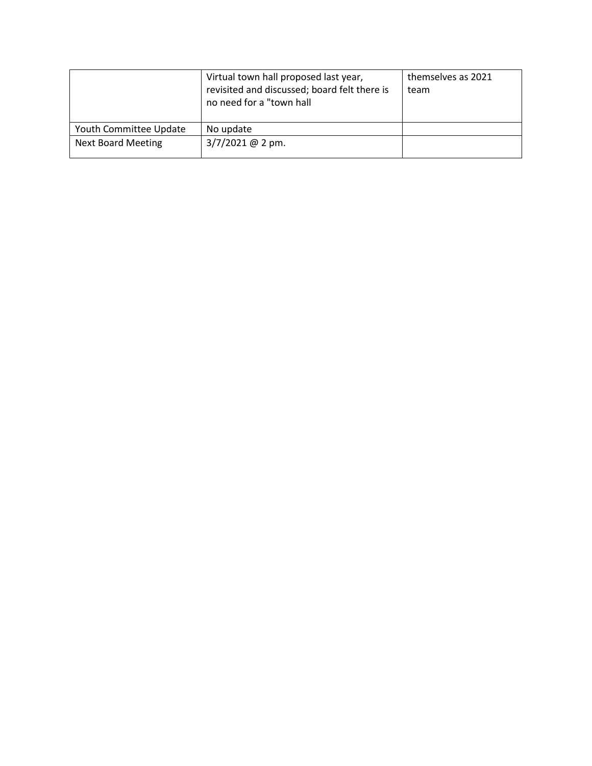| | | |
|---|---|---|
| | Virtual town hall proposed last year, revisited and discussed; board felt there is no need for a "town hall | themselves as 2021 team |
| Youth Committee Update | No update | |
| Next Board Meeting | 3/7/2021 @ 2 pm. | |